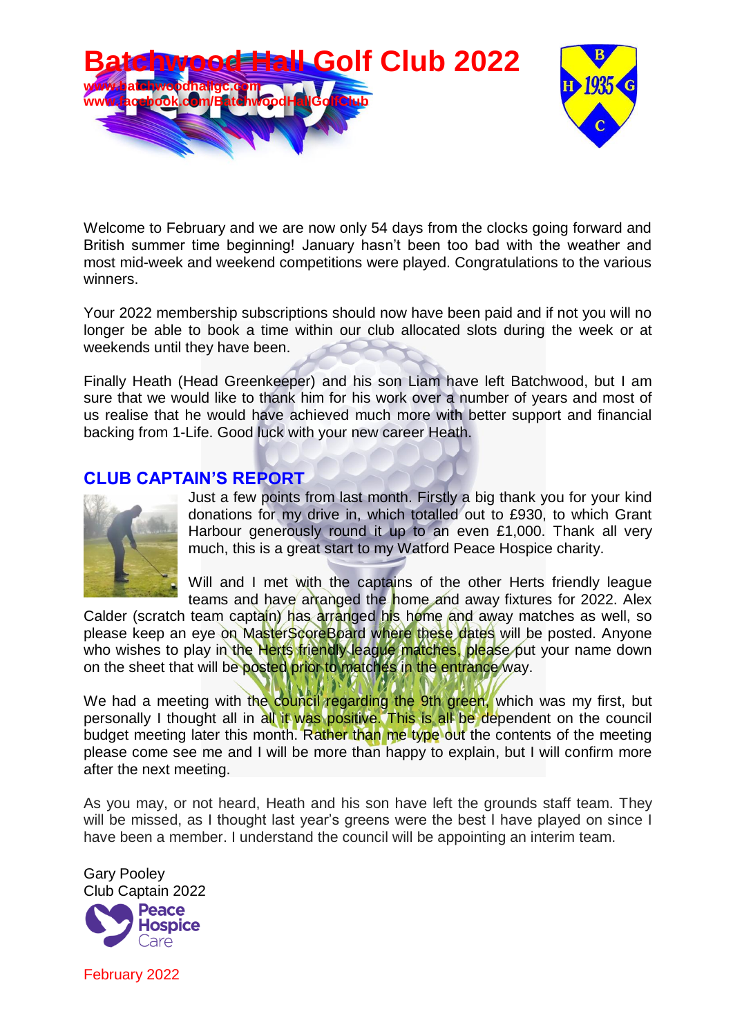# Batchwood Hall Golf Club 2022

www.batchwoodhallgc.com
www.facebook.com/BatchwoodHallGolfClub

Welcome to February and we are now only 54 days from the clocks going forward and British summer time beginning! January hasn't been too bad with the weather and most mid-week and weekend competitions were played. Congratulations to the various winners.

Your 2022 membership subscriptions should now have been paid and if not you will no longer be able to book a time within our club allocated slots during the week or at weekends until they have been.

Finally Heath (Head Greenkeeper) and his son Liam have left Batchwood, but I am sure that we would like to thank him for his work over a number of years and most of us realise that he would have achieved much more with better support and financial backing from 1-Life. Good luck with your new career Heath.

## CLUB CAPTAIN'S REPORT

Just a few points from last month. Firstly a big thank you for your kind donations for my drive in, which totalled out to £930, to which Grant Harbour generously round it up to an even £1,000. Thank all very much, this is a great start to my Watford Peace Hospice charity.

Will and I met with the captains of the other Herts friendly league teams and have arranged the home and away fixtures for 2022. Alex Calder (scratch team captain) has arranged his home and away matches as well, so please keep an eye on MasterScoreBoard where these dates will be posted. Anyone who wishes to play in the Herts friendly league matches, please put your name down on the sheet that will be posted prior to matches in the entrance way.

We had a meeting with the council regarding the 9th green, which was my first, but personally I thought all in all it was positive. This is all be dependent on the council budget meeting later this month. Rather than me type out the contents of the meeting please come see me and I will be more than happy to explain, but I will confirm more after the next meeting.

As you may, or not heard, Heath and his son have left the grounds staff team. They will be missed, as I thought last year's greens were the best I have played on since I have been a member. I understand the council will be appointing an interim team.

Gary Pooley
Club Captain 2022

Peace Hospice Care

February 2022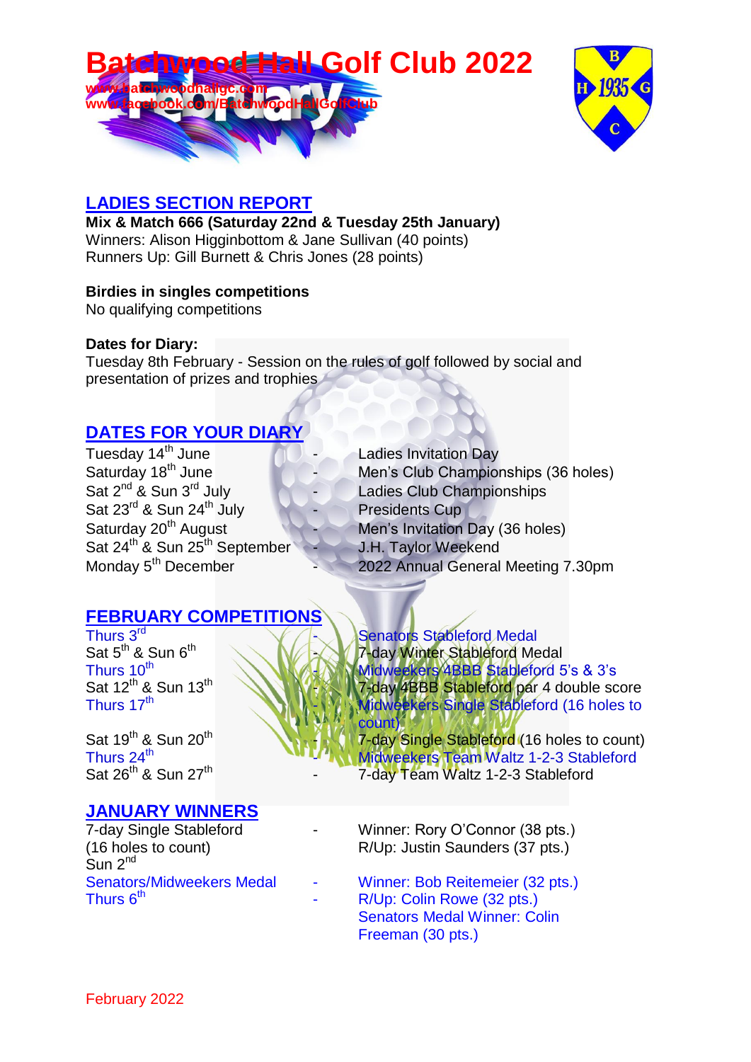# Batchwood Hall Golf Club 2022

www.batchwoodhallgc.com
www.facebook.com/BatchwoodHallGolfClub

## LADIES SECTION REPORT

**Mix & Match 666 (Saturday 22nd & Tuesday 25th January)**
Winners: Alison Higginbottom & Jane Sullivan (40 points)
Runners Up: Gill Burnett & Chris Jones (28 points)

**Birdies in singles competitions**
No qualifying competitions

**Dates for Diary:**
Tuesday 8th February - Session on the rules of golf followed by social and presentation of prizes and trophies

## DATES FOR YOUR DIARY

| Date | | Event |
|---|---|---|
| Tuesday 14th June | - | Ladies Invitation Day |
| Saturday 18th June | - | Men's Club Championships (36 holes) |
| Sat 2nd & Sun 3rd July | - | Ladies Club Championships |
| Sat 23rd & Sun 24th July | - | Presidents Cup |
| Saturday 20th August | - | Men's Invitation Day (36 holes) |
| Sat 24th & Sun 25th September | - | J.H. Taylor Weekend |
| Monday 5th December | - | 2022 Annual General Meeting 7.30pm |

## FEBRUARY COMPETITIONS

| Date | | Competition |
|---|---|---|
| Thurs 3rd | - | Senators Stableford Medal |
| Sat 5th & Sun 6th | - | 7-day Winter Stableford Medal |
| Thurs 10th | - | Midweekers 4BBB Stableford 5's & 3's |
| Sat 12th & Sun 13th | - | 7-day 4BBB Stableford par 4 double score |
| Thurs 17th | - | Midweekers Single Stableford (16 holes to count) |
| Sat 19th & Sun 20th | - | 7-day Single Stableford (16 holes to count) |
| Thurs 24th | - | Midweekers Team Waltz 1-2-3 Stableford |
| Sat 26th & Sun 27th | - | 7-day Team Waltz 1-2-3 Stableford |

## JANUARY WINNERS

| Competition | | Result |
|---|---|---|
| 7-day Single Stableford (16 holes to count) Sun 2nd | - | Winner: Rory O'Connor (38 pts.) R/Up: Justin Saunders (37 pts.) |
| Senators/Midweekers Medal Thurs 6th | - | Winner: Bob Reitemeier (32 pts.) R/Up: Colin Rowe (32 pts.) Senators Medal Winner: Colin Freeman (30 pts.) |

February 2022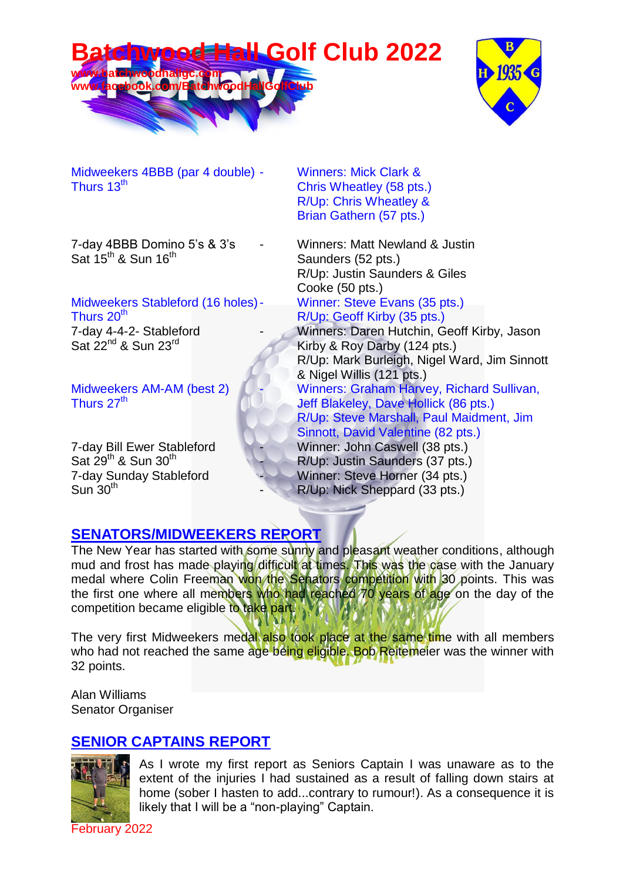# Batchwood Hall Golf Club 2022

www.batchwoodhallgc.com
www.facebook.com/BatchwoodHallGolfClub

| Competition | Result |
| --- | --- |
| Midweekers 4BBB (par 4 double) - Thurs 13th | Winners: Mick Clark & Chris Wheatley (58 pts.) R/Up: Chris Wheatley & Brian Gathern (57 pts.) |
| 7-day 4BBB Domino 5's & 3's - Sat 15th & Sun 16th | Winners: Matt Newland & Justin Saunders (52 pts.) R/Up: Justin Saunders & Giles Cooke (50 pts.) |
| Midweekers Stableford (16 holes) - Thurs 20th | Winner: Steve Evans (35 pts.) R/Up: Geoff Kirby (35 pts.) |
| 7-day 4-4-2- Stableford - Sat 22nd & Sun 23rd | Winners: Daren Hutchin, Geoff Kirby, Jason Kirby & Roy Darby (124 pts.) R/Up: Mark Burleigh, Nigel Ward, Jim Sinnott & Nigel Willis (121 pts.) |
| Midweekers AM-AM (best 2) - Thurs 27th | Winners: Graham Harvey, Richard Sullivan, Jeff Blakeley, Dave Hollick (86 pts.) R/Up: Steve Marshall, Paul Maidment, Jim Sinnott, David Valentine (82 pts.) |
| 7-day Bill Ewer Stableford - Sat 29th & Sun 30th | Winner: John Caswell (38 pts.) R/Up: Justin Saunders (37 pts.) |
| 7-day Sunday Stableford - Sun 30th | Winner: Steve Horner (34 pts.) R/Up: Nick Sheppard (33 pts.) |

## SENATORS/MIDWEEKERS REPORT

The New Year has started with some sunny and pleasant weather conditions, although mud and frost has made playing difficult at times. This was the case with the January medal where Colin Freeman won the Senators competition with 30 points. This was the first one where all members who had reached 70 years of age on the day of the competition became eligible to take part.

The very first Midweekers medal also took place at the same time with all members who had not reached the same age being eligible. Bob Reitemeier was the winner with 32 points.

Alan Williams
Senator Organiser

## SENIOR CAPTAINS REPORT

As I wrote my first report as Seniors Captain I was unaware as to the extent of the injuries I had sustained as a result of falling down stairs at home (sober I hasten to add...contrary to rumour!). As a consequence it is likely that I will be a "non-playing" Captain.

February 2022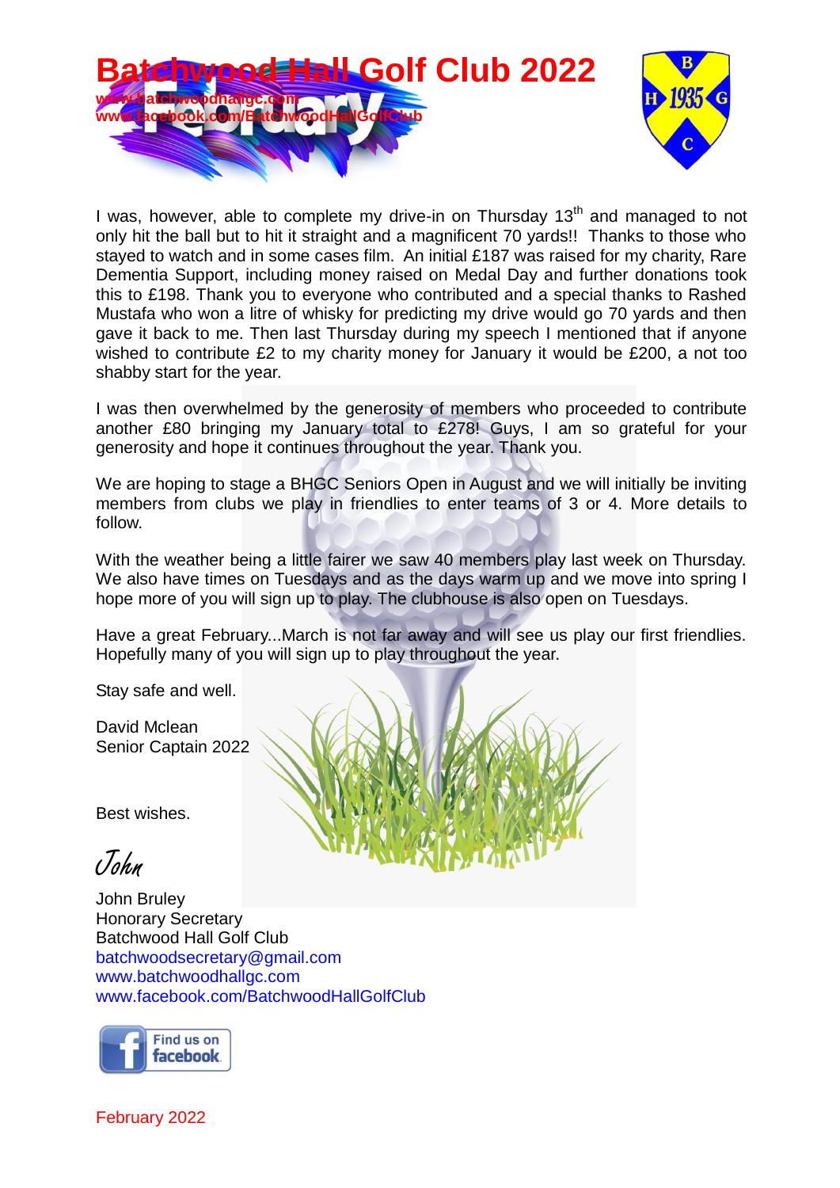# Batchwood Hall Golf Club 2022

www.batchwoodhallgc.com
www.facebook.com/BatchwoodHallGolfClub

February

I was, however, able to complete my drive-in on Thursday 13th and managed to not only hit the ball but to hit it straight and a magnificent 70 yards!! Thanks to those who stayed to watch and in some cases film. An initial £187 was raised for my charity, Rare Dementia Support, including money raised on Medal Day and further donations took this to £198. Thank you to everyone who contributed and a special thanks to Rashed Mustafa who won a litre of whisky for predicting my drive would go 70 yards and then gave it back to me. Then last Thursday during my speech I mentioned that if anyone wished to contribute £2 to my charity money for January it would be £200, a not too shabby start for the year.

I was then overwhelmed by the generosity of members who proceeded to contribute another £80 bringing my January total to £278! Guys, I am so grateful for your generosity and hope it continues throughout the year. Thank you.

We are hoping to stage a BHGC Seniors Open in August and we will initially be inviting members from clubs we play in friendlies to enter teams of 3 or 4. More details to follow.

With the weather being a little fairer we saw 40 members play last week on Thursday. We also have times on Tuesdays and as the days warm up and we move into spring I hope more of you will sign up to play. The clubhouse is also open on Tuesdays.

Have a great February...March is not far away and will see us play our first friendlies. Hopefully many of you will sign up to play throughout the year.

Stay safe and well.

David Mclean
Senior Captain 2022

Best wishes.

*John*

John Bruley
Honorary Secretary
Batchwood Hall Golf Club
batchwoodsecretary@gmail.com
www.batchwoodhallgc.com
www.facebook.com/BatchwoodHallGolfClub

Find us on facebook

February 2022